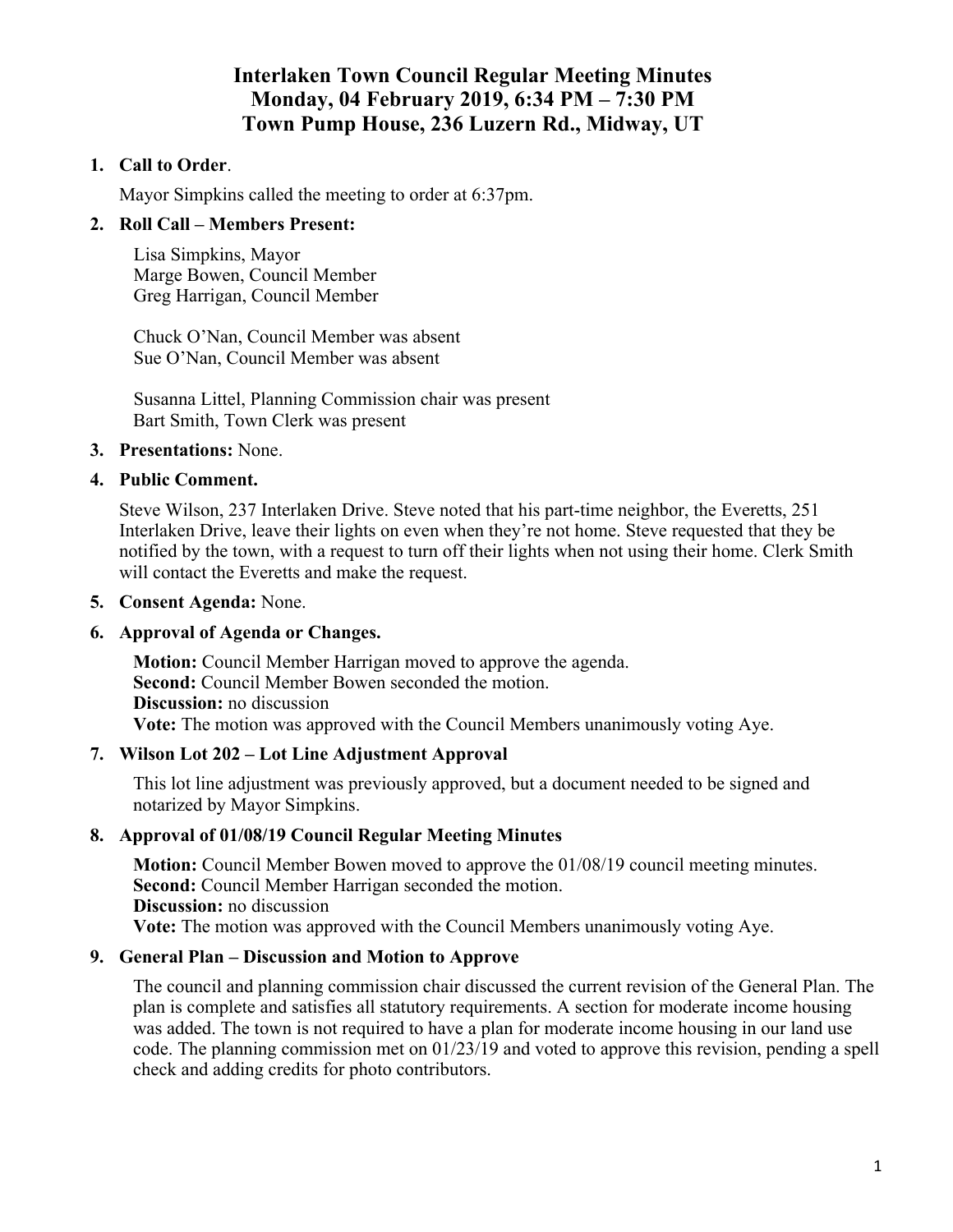# Interlaken Town Council Regular Meeting Minutes
# Monday, 04 February 2019, 6:34 PM – 7:30 PM
# Town Pump House, 236 Luzern Rd., Midway, UT

1. **Call to Order**.

   Mayor Simpkins called the meeting to order at 6:37pm.

2. **Roll Call – Members Present:**

   Lisa Simpkins, Mayor
   Marge Bowen, Council Member
   Greg Harrigan, Council Member

   Chuck O'Nan, Council Member was absent
   Sue O'Nan, Council Member was absent

   Susanna Littel, Planning Commission chair was present
   Bart Smith, Town Clerk was present

3. **Presentations:** None.

4. **Public Comment.**

   Steve Wilson, 237 Interlaken Drive. Steve noted that his part-time neighbor, the Everetts, 251 Interlaken Drive, leave their lights on even when they're not home. Steve requested that they be notified by the town, with a request to turn off their lights when not using their home. Clerk Smith will contact the Everetts and make the request.

5. **Consent Agenda:** None.

6. **Approval of Agenda or Changes.**

   **Motion:** Council Member Harrigan moved to approve the agenda.
   **Second:** Council Member Bowen seconded the motion.
   **Discussion:** no discussion
   **Vote:** The motion was approved with the Council Members unanimously voting Aye.

7. **Wilson Lot 202 – Lot Line Adjustment Approval**

   This lot line adjustment was previously approved, but a document needed to be signed and notarized by Mayor Simpkins.

8. **Approval of 01/08/19 Council Regular Meeting Minutes**

   **Motion:** Council Member Bowen moved to approve the 01/08/19 council meeting minutes.
   **Second:** Council Member Harrigan seconded the motion.
   **Discussion:** no discussion
   **Vote:** The motion was approved with the Council Members unanimously voting Aye.

9. **General Plan – Discussion and Motion to Approve**

   The council and planning commission chair discussed the current revision of the General Plan. The plan is complete and satisfies all statutory requirements. A section for moderate income housing was added. The town is not required to have a plan for moderate income housing in our land use code. The planning commission met on 01/23/19 and voted to approve this revision, pending a spell check and adding credits for photo contributors.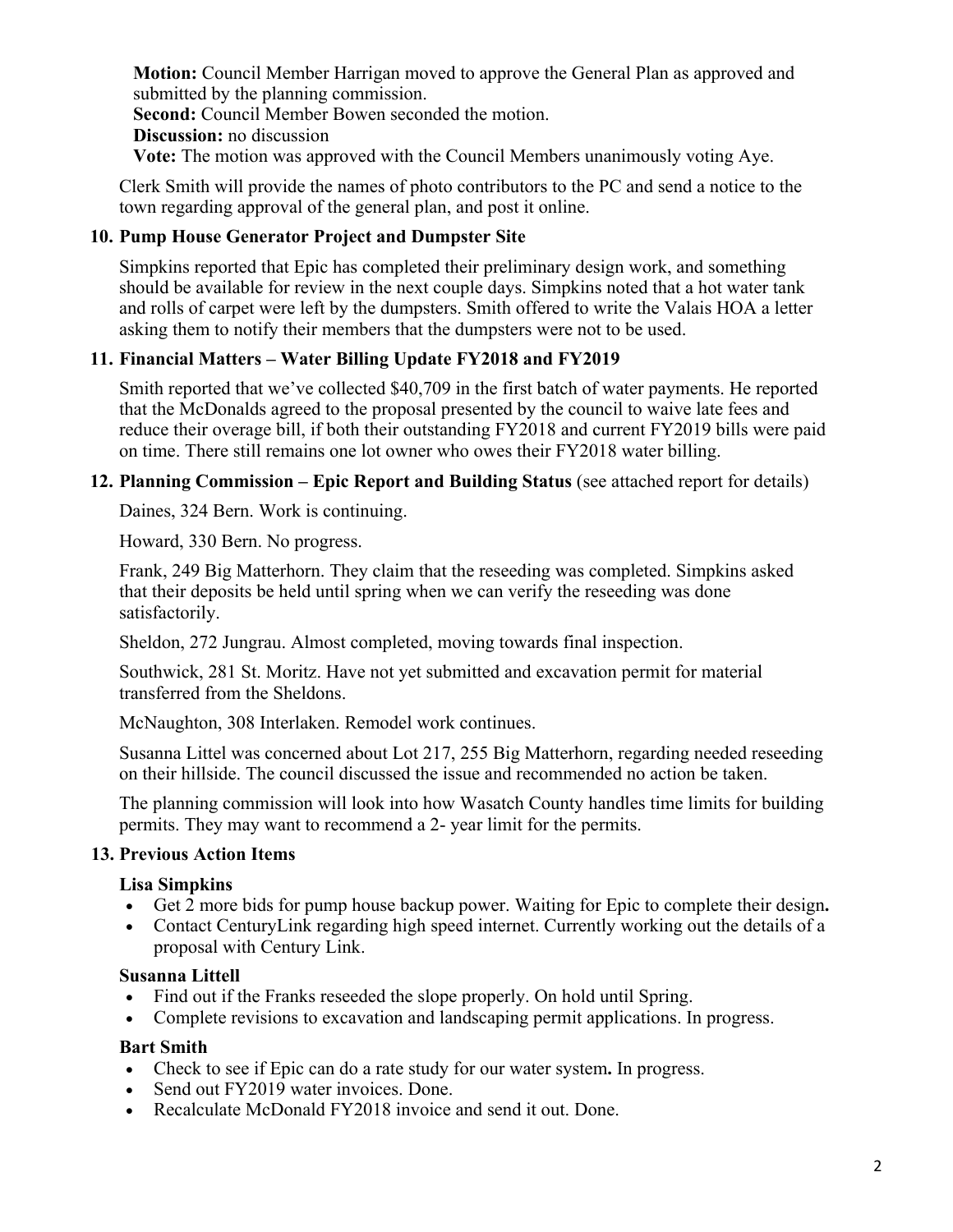**Motion:** Council Member Harrigan moved to approve the General Plan as approved and submitted by the planning commission.
**Second:** Council Member Bowen seconded the motion.
**Discussion:** no discussion
**Vote:** The motion was approved with the Council Members unanimously voting Aye.

Clerk Smith will provide the names of photo contributors to the PC and send a notice to the town regarding approval of the general plan, and post it online.

### 10. Pump House Generator Project and Dumpster Site

Simpkins reported that Epic has completed their preliminary design work, and something should be available for review in the next couple days. Simpkins noted that a hot water tank and rolls of carpet were left by the dumpsters. Smith offered to write the Valais HOA a letter asking them to notify their members that the dumpsters were not to be used.

### 11. Financial Matters – Water Billing Update FY2018 and FY2019

Smith reported that we've collected $40,709 in the first batch of water payments. He reported that the McDonalds agreed to the proposal presented by the council to waive late fees and reduce their overage bill, if both their outstanding FY2018 and current FY2019 bills were paid on time. There still remains one lot owner who owes their FY2018 water billing.

### 12. Planning Commission – Epic Report and Building Status (see attached report for details)

Daines, 324 Bern. Work is continuing.

Howard, 330 Bern. No progress.

Frank, 249 Big Matterhorn. They claim that the reseeding was completed. Simpkins asked that their deposits be held until spring when we can verify the reseeding was done satisfactorily.

Sheldon, 272 Jungrau. Almost completed, moving towards final inspection.

Southwick, 281 St. Moritz. Have not yet submitted and excavation permit for material transferred from the Sheldons.

McNaughton, 308 Interlaken. Remodel work continues.

Susanna Littel was concerned about Lot 217, 255 Big Matterhorn, regarding needed reseeding on their hillside. The council discussed the issue and recommended no action be taken.

The planning commission will look into how Wasatch County handles time limits for building permits. They may want to recommend a 2- year limit for the permits.

### 13. Previous Action Items

**Lisa Simpkins**

- Get 2 more bids for pump house backup power. Waiting for Epic to complete their design**.**
- Contact CenturyLink regarding high speed internet. Currently working out the details of a proposal with Century Link.

**Susanna Littell**

- Find out if the Franks reseeded the slope properly. On hold until Spring.
- Complete revisions to excavation and landscaping permit applications. In progress.

**Bart Smith**

- Check to see if Epic can do a rate study for our water system**.** In progress.
- Send out FY2019 water invoices. Done.
- Recalculate McDonald FY2018 invoice and send it out. Done.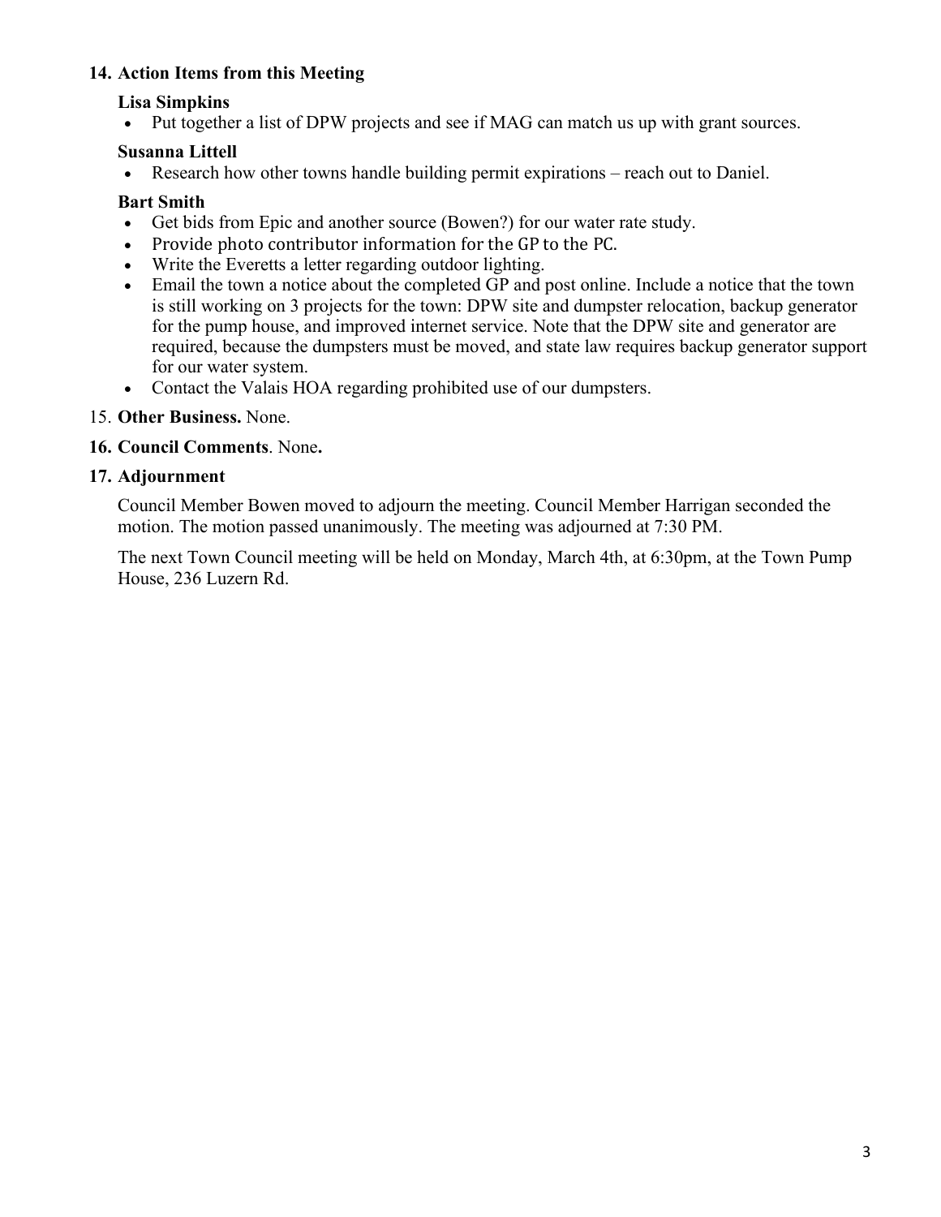**14. Action Items from this Meeting**

**Lisa Simpkins**

- Put together a list of DPW projects and see if MAG can match us up with grant sources.

**Susanna Littell**

- Research how other towns handle building permit expirations – reach out to Daniel.

**Bart Smith**

- Get bids from Epic and another source (Bowen?) for our water rate study.
- Provide photo contributor information for the GP to the PC.
- Write the Everetts a letter regarding outdoor lighting.
- Email the town a notice about the completed GP and post online. Include a notice that the town is still working on 3 projects for the town: DPW site and dumpster relocation, backup generator for the pump house, and improved internet service. Note that the DPW site and generator are required, because the dumpsters must be moved, and state law requires backup generator support for our water system.
- Contact the Valais HOA regarding prohibited use of our dumpsters.

15. **Other Business.** None.

**16. Council Comments**. None**.**

**17. Adjournment**

Council Member Bowen moved to adjourn the meeting. Council Member Harrigan seconded the motion. The motion passed unanimously. The meeting was adjourned at 7:30 PM.

The next Town Council meeting will be held on Monday, March 4th, at 6:30pm, at the Town Pump House, 236 Luzern Rd.